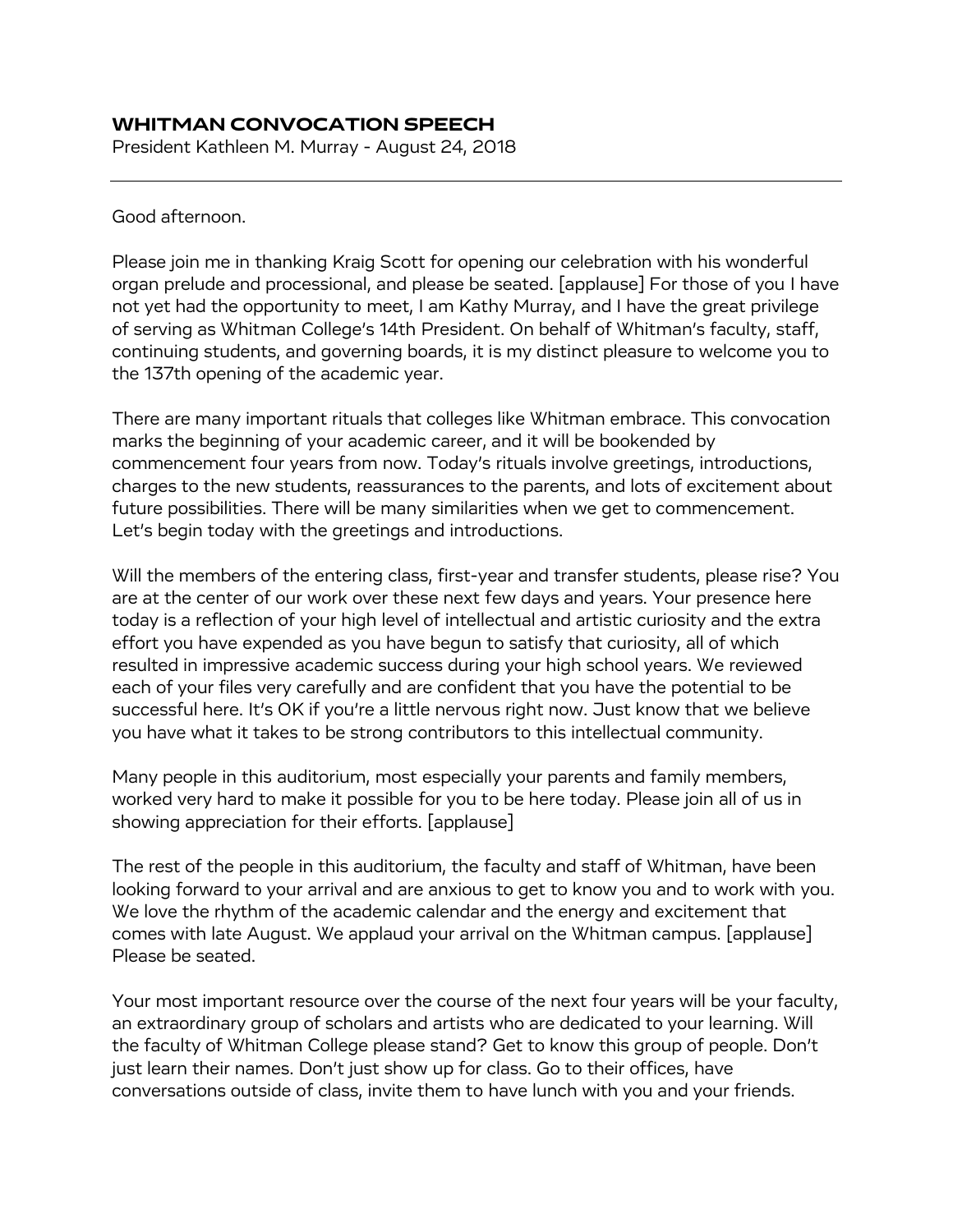# WHITMAN CONVOCATION SPEECH

President Kathleen M. Murray - August 24, 2018

---

Good afternoon.

Please join me in thanking Kraig Scott for opening our celebration with his wonderful organ prelude and processional, and please be seated. [applause] For those of you I have not yet had the opportunity to meet, I am Kathy Murray, and I have the great privilege of serving as Whitman College's 14th President. On behalf of Whitman's faculty, staff, continuing students, and governing boards, it is my distinct pleasure to welcome you to the 137th opening of the academic year.

There are many important rituals that colleges like Whitman embrace. This convocation marks the beginning of your academic career, and it will be bookended by commencement four years from now. Today's rituals involve greetings, introductions, charges to the new students, reassurances to the parents, and lots of excitement about future possibilities. There will be many similarities when we get to commencement. Let's begin today with the greetings and introductions.

Will the members of the entering class, first-year and transfer students, please rise? You are at the center of our work over these next few days and years. Your presence here today is a reflection of your high level of intellectual and artistic curiosity and the extra effort you have expended as you have begun to satisfy that curiosity, all of which resulted in impressive academic success during your high school years. We reviewed each of your files very carefully and are confident that you have the potential to be successful here. It's OK if you're a little nervous right now. Just know that we believe you have what it takes to be strong contributors to this intellectual community.

Many people in this auditorium, most especially your parents and family members, worked very hard to make it possible for you to be here today. Please join all of us in showing appreciation for their efforts. [applause]

The rest of the people in this auditorium, the faculty and staff of Whitman, have been looking forward to your arrival and are anxious to get to know you and to work with you. We love the rhythm of the academic calendar and the energy and excitement that comes with late August. We applaud your arrival on the Whitman campus. [applause] Please be seated.

Your most important resource over the course of the next four years will be your faculty, an extraordinary group of scholars and artists who are dedicated to your learning. Will the faculty of Whitman College please stand? Get to know this group of people. Don't just learn their names. Don't just show up for class. Go to their offices, have conversations outside of class, invite them to have lunch with you and your friends.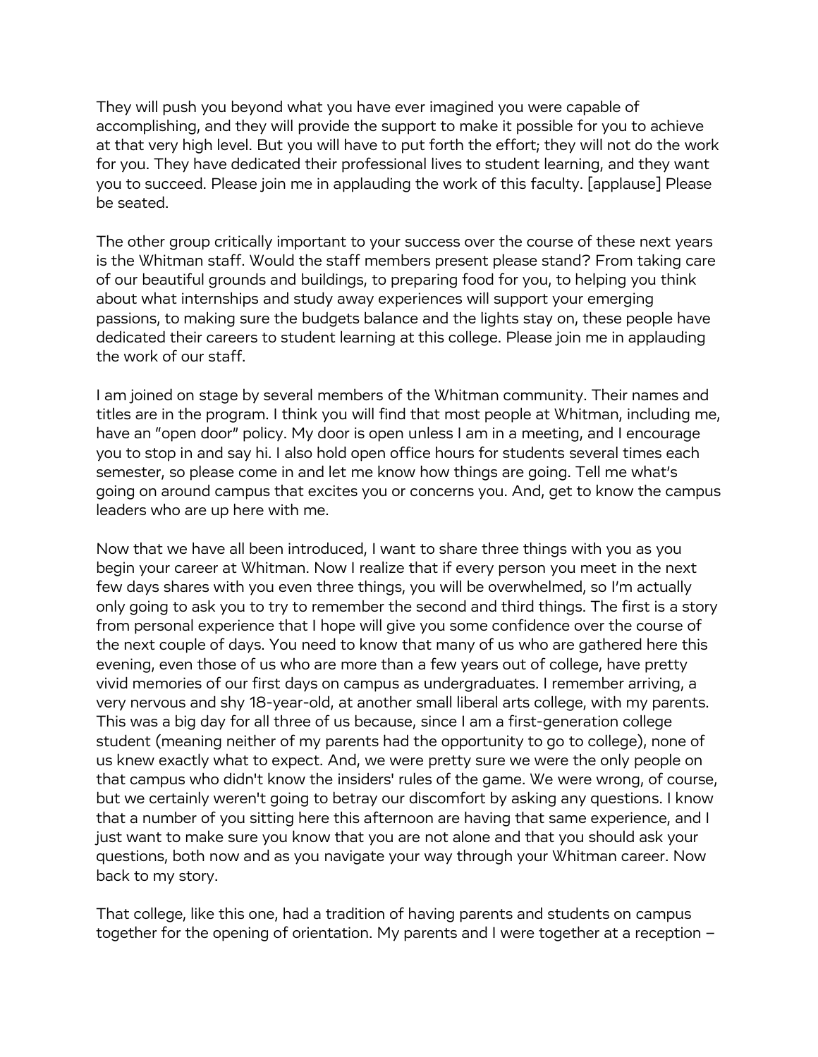They will push you beyond what you have ever imagined you were capable of accomplishing, and they will provide the support to make it possible for you to achieve at that very high level. But you will have to put forth the effort; they will not do the work for you. They have dedicated their professional lives to student learning, and they want you to succeed. Please join me in applauding the work of this faculty. [applause] Please be seated.

The other group critically important to your success over the course of these next years is the Whitman staff. Would the staff members present please stand? From taking care of our beautiful grounds and buildings, to preparing food for you, to helping you think about what internships and study away experiences will support your emerging passions, to making sure the budgets balance and the lights stay on, these people have dedicated their careers to student learning at this college. Please join me in applauding the work of our staff.

I am joined on stage by several members of the Whitman community. Their names and titles are in the program. I think you will find that most people at Whitman, including me, have an "open door" policy. My door is open unless I am in a meeting, and I encourage you to stop in and say hi. I also hold open office hours for students several times each semester, so please come in and let me know how things are going. Tell me what's going on around campus that excites you or concerns you. And, get to know the campus leaders who are up here with me.

Now that we have all been introduced, I want to share three things with you as you begin your career at Whitman. Now I realize that if every person you meet in the next few days shares with you even three things, you will be overwhelmed, so I'm actually only going to ask you to try to remember the second and third things. The first is a story from personal experience that I hope will give you some confidence over the course of the next couple of days. You need to know that many of us who are gathered here this evening, even those of us who are more than a few years out of college, have pretty vivid memories of our first days on campus as undergraduates. I remember arriving, a very nervous and shy 18-year-old, at another small liberal arts college, with my parents. This was a big day for all three of us because, since I am a first-generation college student (meaning neither of my parents had the opportunity to go to college), none of us knew exactly what to expect. And, we were pretty sure we were the only people on that campus who didn't know the insiders' rules of the game. We were wrong, of course, but we certainly weren't going to betray our discomfort by asking any questions. I know that a number of you sitting here this afternoon are having that same experience, and I just want to make sure you know that you are not alone and that you should ask your questions, both now and as you navigate your way through your Whitman career. Now back to my story.

That college, like this one, had a tradition of having parents and students on campus together for the opening of orientation. My parents and I were together at a reception –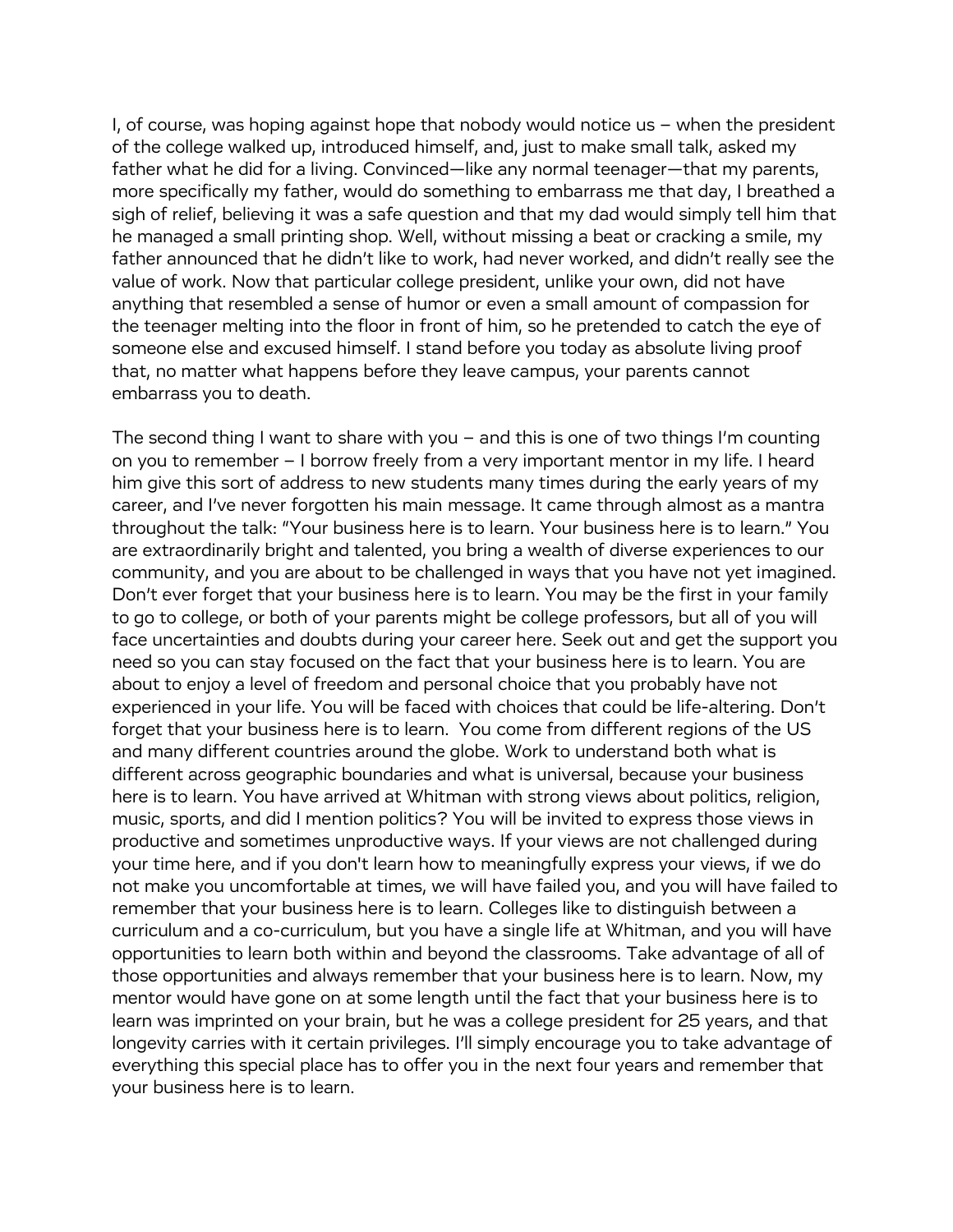I, of course, was hoping against hope that nobody would notice us – when the president of the college walked up, introduced himself, and, just to make small talk, asked my father what he did for a living. Convinced—like any normal teenager—that my parents, more specifically my father, would do something to embarrass me that day, I breathed a sigh of relief, believing it was a safe question and that my dad would simply tell him that he managed a small printing shop. Well, without missing a beat or cracking a smile, my father announced that he didn't like to work, had never worked, and didn't really see the value of work. Now that particular college president, unlike your own, did not have anything that resembled a sense of humor or even a small amount of compassion for the teenager melting into the floor in front of him, so he pretended to catch the eye of someone else and excused himself. I stand before you today as absolute living proof that, no matter what happens before they leave campus, your parents cannot embarrass you to death.

The second thing I want to share with you – and this is one of two things I'm counting on you to remember – I borrow freely from a very important mentor in my life. I heard him give this sort of address to new students many times during the early years of my career, and I've never forgotten his main message. It came through almost as a mantra throughout the talk: "Your business here is to learn. Your business here is to learn." You are extraordinarily bright and talented, you bring a wealth of diverse experiences to our community, and you are about to be challenged in ways that you have not yet imagined. Don't ever forget that your business here is to learn. You may be the first in your family to go to college, or both of your parents might be college professors, but all of you will face uncertainties and doubts during your career here. Seek out and get the support you need so you can stay focused on the fact that your business here is to learn. You are about to enjoy a level of freedom and personal choice that you probably have not experienced in your life. You will be faced with choices that could be life-altering. Don't forget that your business here is to learn. You come from different regions of the US and many different countries around the globe. Work to understand both what is different across geographic boundaries and what is universal, because your business here is to learn. You have arrived at Whitman with strong views about politics, religion, music, sports, and did I mention politics? You will be invited to express those views in productive and sometimes unproductive ways. If your views are not challenged during your time here, and if you don't learn how to meaningfully express your views, if we do not make you uncomfortable at times, we will have failed you, and you will have failed to remember that your business here is to learn. Colleges like to distinguish between a curriculum and a co-curriculum, but you have a single life at Whitman, and you will have opportunities to learn both within and beyond the classrooms. Take advantage of all of those opportunities and always remember that your business here is to learn. Now, my mentor would have gone on at some length until the fact that your business here is to learn was imprinted on your brain, but he was a college president for 25 years, and that longevity carries with it certain privileges. I'll simply encourage you to take advantage of everything this special place has to offer you in the next four years and remember that your business here is to learn.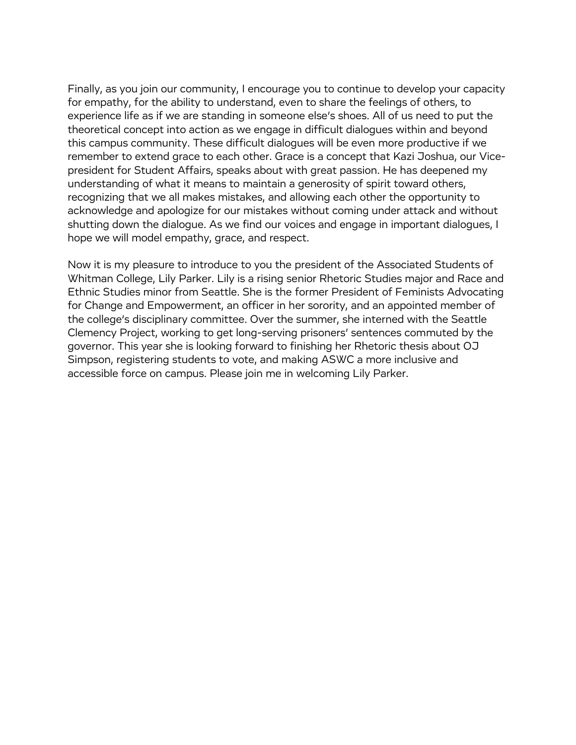Finally, as you join our community, I encourage you to continue to develop your capacity for empathy, for the ability to understand, even to share the feelings of others, to experience life as if we are standing in someone else's shoes. All of us need to put the theoretical concept into action as we engage in difficult dialogues within and beyond this campus community. These difficult dialogues will be even more productive if we remember to extend grace to each other. Grace is a concept that Kazi Joshua, our Vice-president for Student Affairs, speaks about with great passion. He has deepened my understanding of what it means to maintain a generosity of spirit toward others, recognizing that we all makes mistakes, and allowing each other the opportunity to acknowledge and apologize for our mistakes without coming under attack and without shutting down the dialogue. As we find our voices and engage in important dialogues, I hope we will model empathy, grace, and respect.

Now it is my pleasure to introduce to you the president of the Associated Students of Whitman College, Lily Parker. Lily is a rising senior Rhetoric Studies major and Race and Ethnic Studies minor from Seattle. She is the former President of Feminists Advocating for Change and Empowerment, an officer in her sorority, and an appointed member of the college's disciplinary committee. Over the summer, she interned with the Seattle Clemency Project, working to get long-serving prisoners' sentences commuted by the governor. This year she is looking forward to finishing her Rhetoric thesis about OJ Simpson, registering students to vote, and making ASWC a more inclusive and accessible force on campus. Please join me in welcoming Lily Parker.